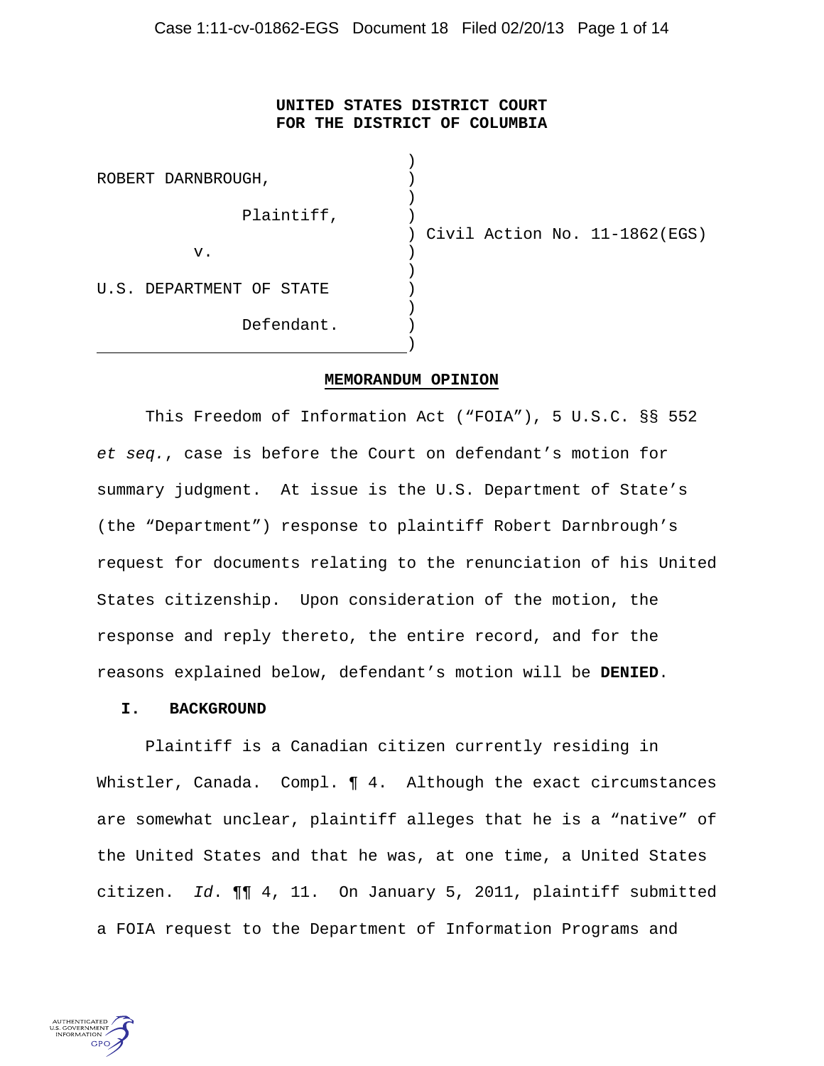**UNITED STATES DISTRICT COURT**
**FOR THE DISTRICT OF COLUMBIA**

| | |
|---|---|
| ROBERT DARNBROUGH,<br><br>Plaintiff,<br><br>v.<br><br>U.S. DEPARTMENT OF STATE<br><br>Defendant. | Civil Action No. 11-1862(EGS) |

**MEMORANDUM OPINION**

This Freedom of Information Act ("FOIA"), 5 U.S.C. §§ 552 *et seq.*, case is before the Court on defendant's motion for summary judgment. At issue is the U.S. Department of State's (the "Department") response to plaintiff Robert Darnbrough's request for documents relating to the renunciation of his United States citizenship. Upon consideration of the motion, the response and reply thereto, the entire record, and for the reasons explained below, defendant's motion will be **DENIED**.

## I. BACKGROUND

Plaintiff is a Canadian citizen currently residing in Whistler, Canada. Compl. ¶ 4. Although the exact circumstances are somewhat unclear, plaintiff alleges that he is a "native" of the United States and that he was, at one time, a United States citizen. *Id*. ¶¶ 4, 11. On January 5, 2011, plaintiff submitted a FOIA request to the Department of Information Programs and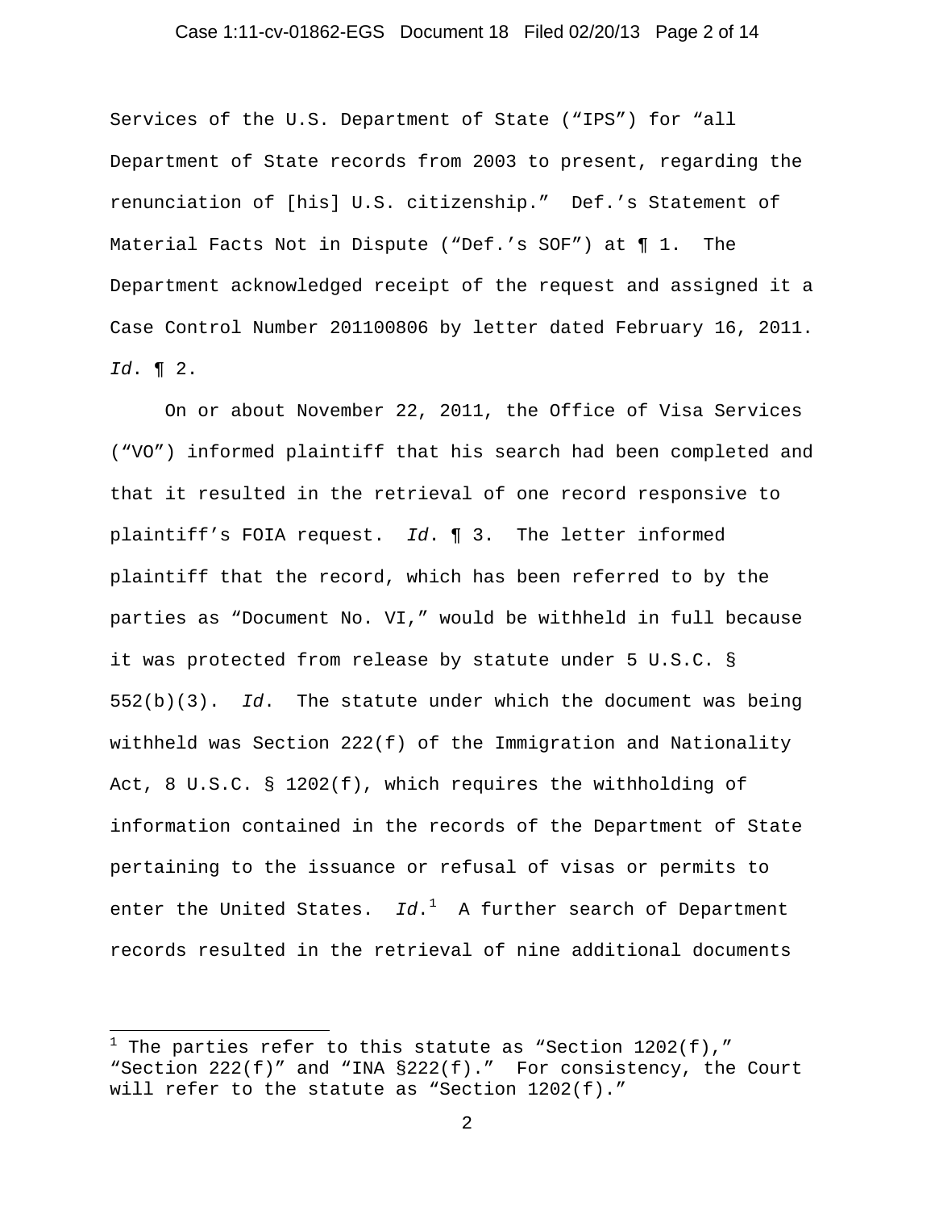Services of the U.S. Department of State ("IPS") for "all Department of State records from 2003 to present, regarding the renunciation of [his] U.S. citizenship." Def.'s Statement of Material Facts Not in Dispute ("Def.'s SOF") at ¶ 1. The Department acknowledged receipt of the request and assigned it a Case Control Number 201100806 by letter dated February 16, 2011. *Id*. ¶ 2.

On or about November 22, 2011, the Office of Visa Services ("VO") informed plaintiff that his search had been completed and that it resulted in the retrieval of one record responsive to plaintiff's FOIA request. *Id*. ¶ 3. The letter informed plaintiff that the record, which has been referred to by the parties as "Document No. VI," would be withheld in full because it was protected from release by statute under 5 U.S.C. § 552(b)(3). *Id*. The statute under which the document was being withheld was Section 222(f) of the Immigration and Nationality Act, 8 U.S.C. § 1202(f), which requires the withholding of information contained in the records of the Department of State pertaining to the issuance or refusal of visas or permits to enter the United States. *Id*.[1] A further search of Department records resulted in the retrieval of nine additional documents

---

[1] The parties refer to this statute as "Section 1202(f)," "Section 222(f)" and "INA §222(f)." For consistency, the Court will refer to the statute as "Section 1202(f)."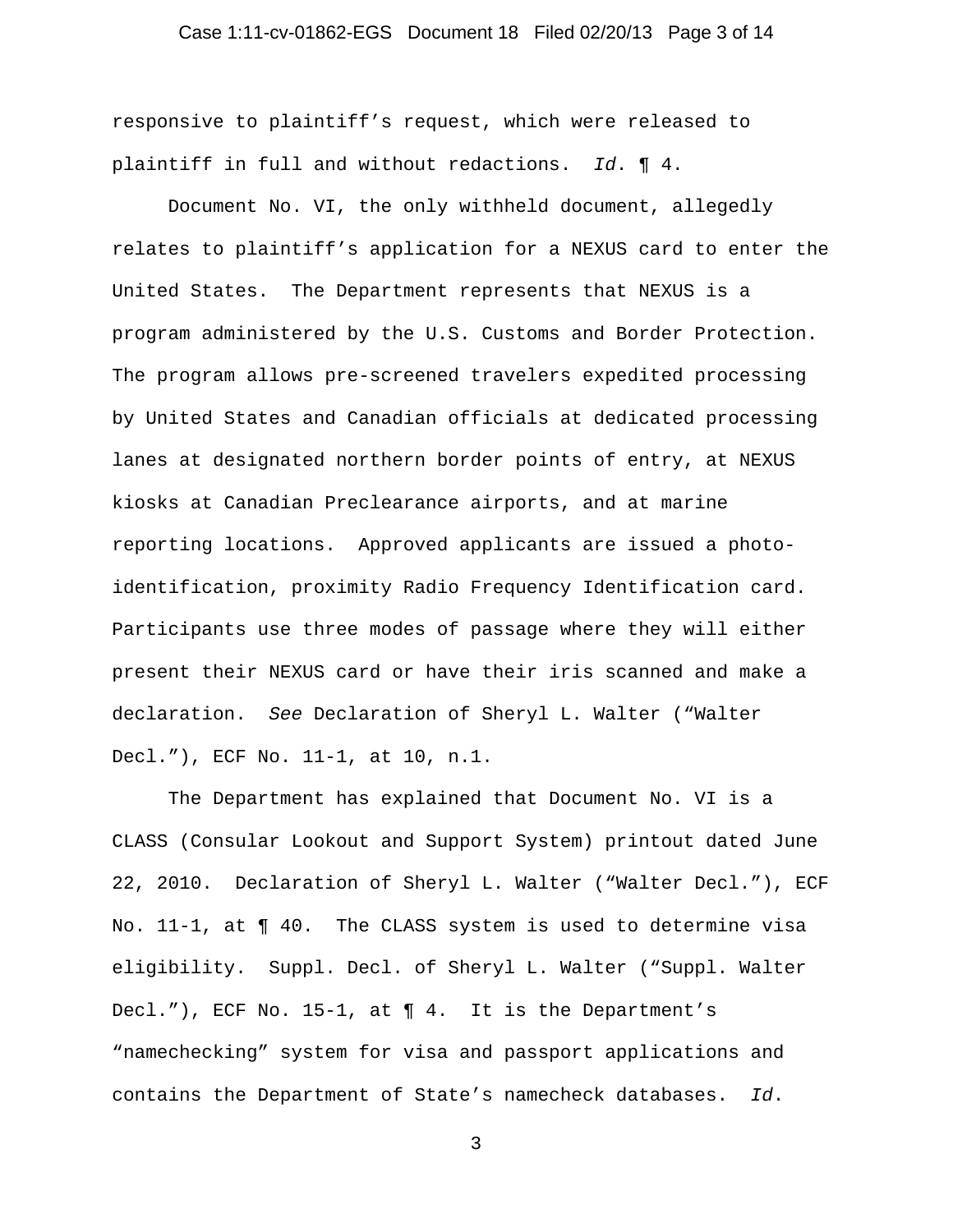responsive to plaintiff's request, which were released to plaintiff in full and without redactions. *Id*. ¶ 4.

Document No. VI, the only withheld document, allegedly relates to plaintiff's application for a NEXUS card to enter the United States. The Department represents that NEXUS is a program administered by the U.S. Customs and Border Protection. The program allows pre-screened travelers expedited processing by United States and Canadian officials at dedicated processing lanes at designated northern border points of entry, at NEXUS kiosks at Canadian Preclearance airports, and at marine reporting locations. Approved applicants are issued a photo-identification, proximity Radio Frequency Identification card. Participants use three modes of passage where they will either present their NEXUS card or have their iris scanned and make a declaration. *See* Declaration of Sheryl L. Walter ("Walter Decl."), ECF No. 11-1, at 10, n.1.

The Department has explained that Document No. VI is a CLASS (Consular Lookout and Support System) printout dated June 22, 2010. Declaration of Sheryl L. Walter ("Walter Decl."), ECF No. 11-1, at ¶ 40. The CLASS system is used to determine visa eligibility. Suppl. Decl. of Sheryl L. Walter ("Suppl. Walter Decl."), ECF No. 15-1, at ¶ 4. It is the Department's "namechecking" system for visa and passport applications and contains the Department of State's namecheck databases. *Id*.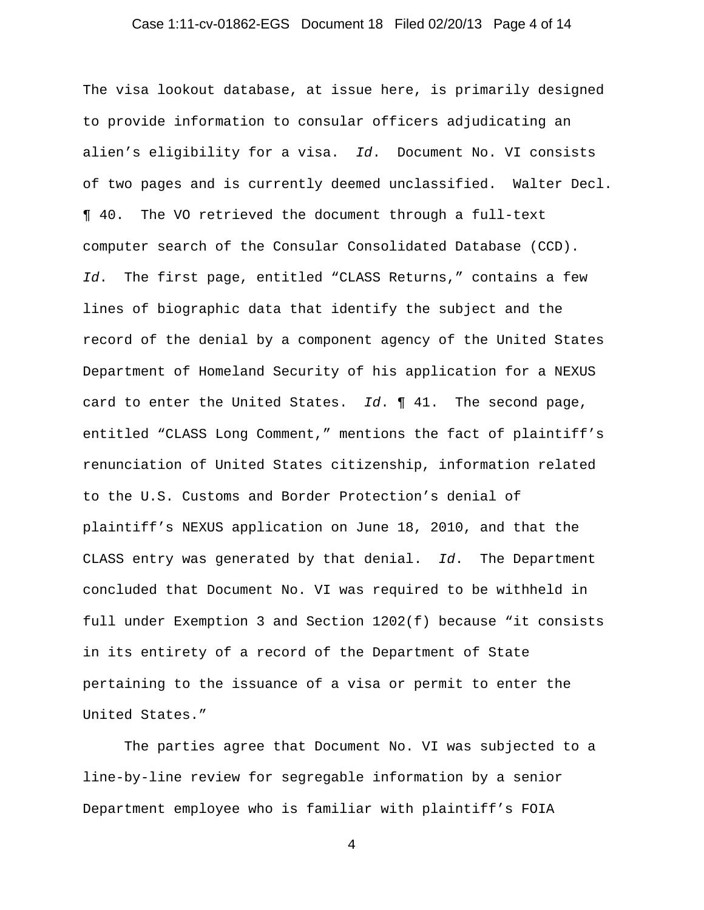The visa lookout database, at issue here, is primarily designed to provide information to consular officers adjudicating an alien's eligibility for a visa. *Id*. Document No. VI consists of two pages and is currently deemed unclassified. Walter Decl. ¶ 40. The VO retrieved the document through a full-text computer search of the Consular Consolidated Database (CCD). *Id*. The first page, entitled "CLASS Returns," contains a few lines of biographic data that identify the subject and the record of the denial by a component agency of the United States Department of Homeland Security of his application for a NEXUS card to enter the United States. *Id*. ¶ 41. The second page, entitled "CLASS Long Comment," mentions the fact of plaintiff's renunciation of United States citizenship, information related to the U.S. Customs and Border Protection's denial of plaintiff's NEXUS application on June 18, 2010, and that the CLASS entry was generated by that denial. *Id*. The Department concluded that Document No. VI was required to be withheld in full under Exemption 3 and Section 1202(f) because "it consists in its entirety of a record of the Department of State pertaining to the issuance of a visa or permit to enter the United States."

The parties agree that Document No. VI was subjected to a line-by-line review for segregable information by a senior Department employee who is familiar with plaintiff's FOIA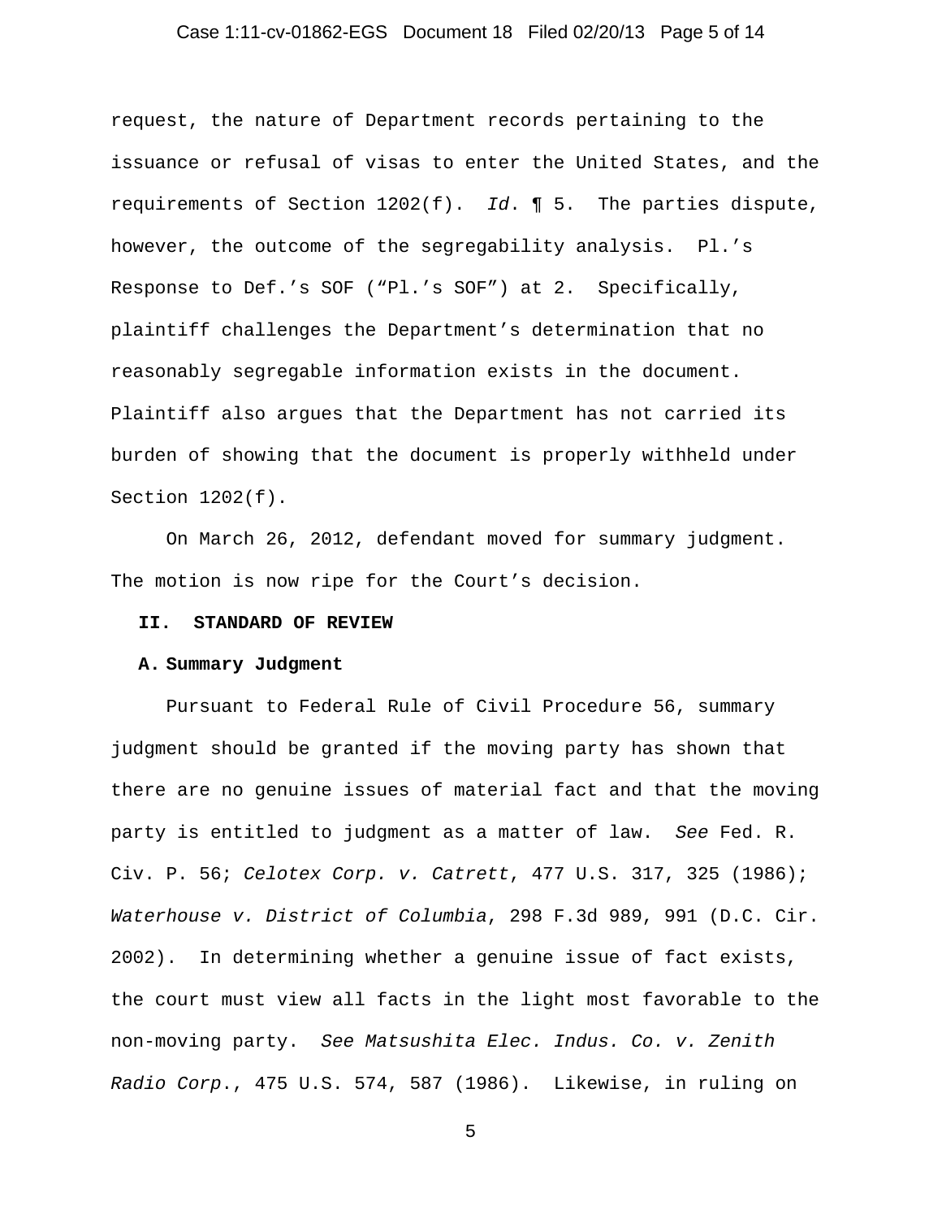request, the nature of Department records pertaining to the issuance or refusal of visas to enter the United States, and the requirements of Section 1202(f). *Id*. ¶ 5. The parties dispute, however, the outcome of the segregability analysis. Pl.'s Response to Def.'s SOF ("Pl.'s SOF") at 2. Specifically, plaintiff challenges the Department's determination that no reasonably segregable information exists in the document. Plaintiff also argues that the Department has not carried its burden of showing that the document is properly withheld under Section 1202(f).

On March 26, 2012, defendant moved for summary judgment. The motion is now ripe for the Court's decision.

## II. STANDARD OF REVIEW

### A. Summary Judgment

Pursuant to Federal Rule of Civil Procedure 56, summary judgment should be granted if the moving party has shown that there are no genuine issues of material fact and that the moving party is entitled to judgment as a matter of law. *See* Fed. R. Civ. P. 56; *Celotex Corp. v. Catrett*, 477 U.S. 317, 325 (1986); *Waterhouse v. District of Columbia*, 298 F.3d 989, 991 (D.C. Cir. 2002). In determining whether a genuine issue of fact exists, the court must view all facts in the light most favorable to the non-moving party. *See Matsushita Elec. Indus. Co. v. Zenith Radio Corp.*, 475 U.S. 574, 587 (1986). Likewise, in ruling on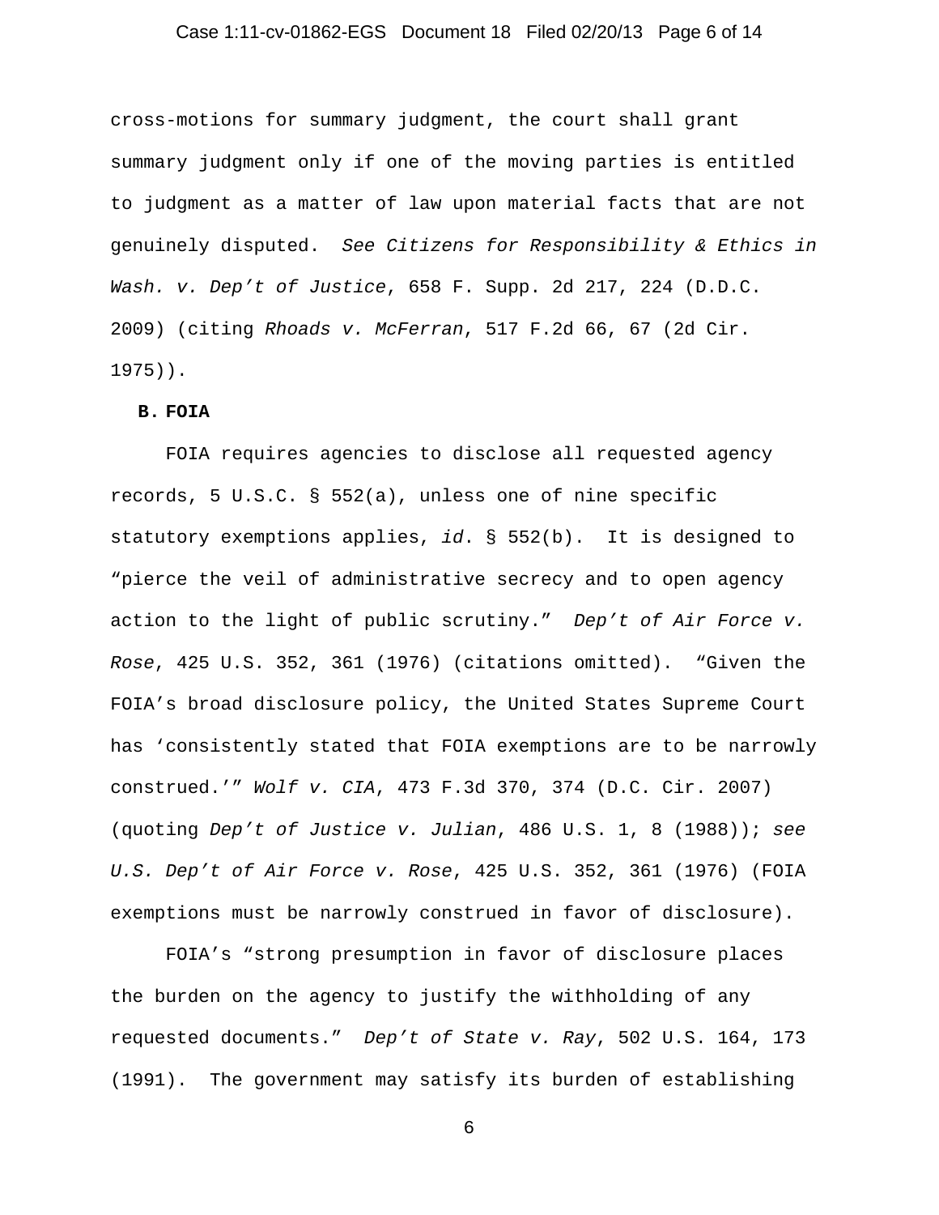cross-motions for summary judgment, the court shall grant summary judgment only if one of the moving parties is entitled to judgment as a matter of law upon material facts that are not genuinely disputed. *See Citizens for Responsibility & Ethics in Wash. v. Dep't of Justice*, 658 F. Supp. 2d 217, 224 (D.D.C. 2009) (citing *Rhoads v. McFerran*, 517 F.2d 66, 67 (2d Cir. 1975)).

**B. FOIA**

FOIA requires agencies to disclose all requested agency records, 5 U.S.C. § 552(a), unless one of nine specific statutory exemptions applies, *id*. § 552(b). It is designed to "pierce the veil of administrative secrecy and to open agency action to the light of public scrutiny." *Dep't of Air Force v. Rose*, 425 U.S. 352, 361 (1976) (citations omitted). "Given the FOIA's broad disclosure policy, the United States Supreme Court has 'consistently stated that FOIA exemptions are to be narrowly construed.'" *Wolf v. CIA*, 473 F.3d 370, 374 (D.C. Cir. 2007) (quoting *Dep't of Justice v. Julian*, 486 U.S. 1, 8 (1988)); *see U.S. Dep't of Air Force v. Rose*, 425 U.S. 352, 361 (1976) (FOIA exemptions must be narrowly construed in favor of disclosure).

FOIA's "strong presumption in favor of disclosure places the burden on the agency to justify the withholding of any requested documents." *Dep't of State v. Ray*, 502 U.S. 164, 173 (1991). The government may satisfy its burden of establishing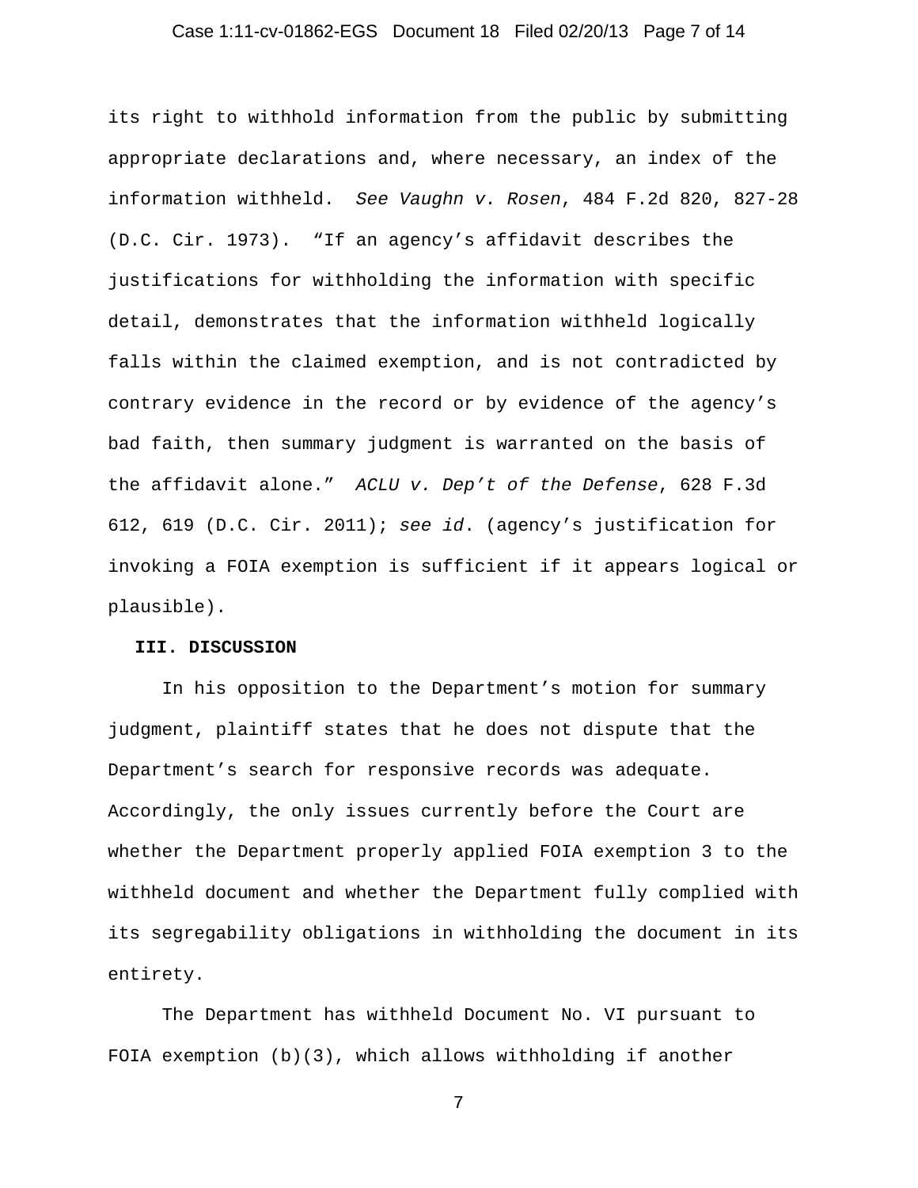its right to withhold information from the public by submitting appropriate declarations and, where necessary, an index of the information withheld. *See Vaughn v. Rosen*, 484 F.2d 820, 827-28 (D.C. Cir. 1973). "If an agency's affidavit describes the justifications for withholding the information with specific detail, demonstrates that the information withheld logically falls within the claimed exemption, and is not contradicted by contrary evidence in the record or by evidence of the agency's bad faith, then summary judgment is warranted on the basis of the affidavit alone." *ACLU v. Dep't of the Defense*, 628 F.3d 612, 619 (D.C. Cir. 2011); *see id*. (agency's justification for invoking a FOIA exemption is sufficient if it appears logical or plausible).

## III. DISCUSSION

In his opposition to the Department's motion for summary judgment, plaintiff states that he does not dispute that the Department's search for responsive records was adequate. Accordingly, the only issues currently before the Court are whether the Department properly applied FOIA exemption 3 to the withheld document and whether the Department fully complied with its segregability obligations in withholding the document in its entirety.

The Department has withheld Document No. VI pursuant to FOIA exemption (b)(3), which allows withholding if another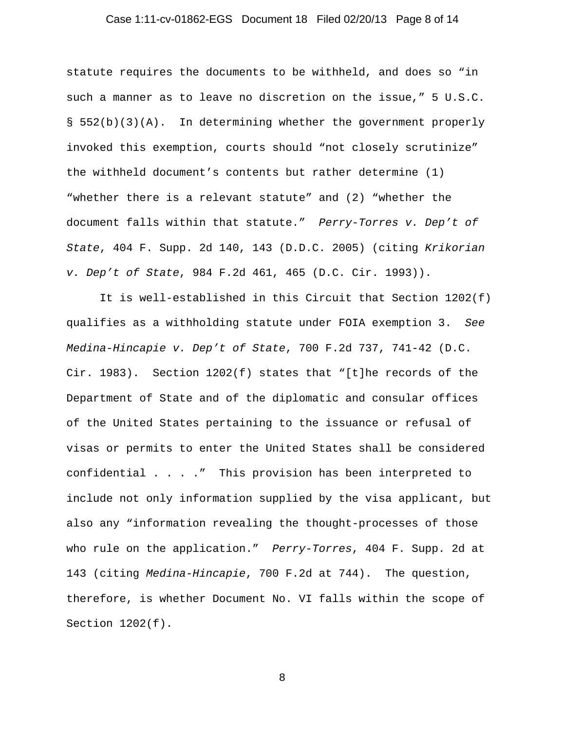statute requires the documents to be withheld, and does so "in such a manner as to leave no discretion on the issue," 5 U.S.C. § 552(b)(3)(A). In determining whether the government properly invoked this exemption, courts should "not closely scrutinize" the withheld document's contents but rather determine (1) "whether there is a relevant statute" and (2) "whether the document falls within that statute." *Perry-Torres v. Dep't of State*, 404 F. Supp. 2d 140, 143 (D.D.C. 2005) (citing *Krikorian v. Dep't of State*, 984 F.2d 461, 465 (D.C. Cir. 1993)).

It is well-established in this Circuit that Section 1202(f) qualifies as a withholding statute under FOIA exemption 3. *See Medina-Hincapie v. Dep't of State*, 700 F.2d 737, 741-42 (D.C. Cir. 1983). Section 1202(f) states that "[t]he records of the Department of State and of the diplomatic and consular offices of the United States pertaining to the issuance or refusal of visas or permits to enter the United States shall be considered confidential . . . ." This provision has been interpreted to include not only information supplied by the visa applicant, but also any "information revealing the thought-processes of those who rule on the application." *Perry-Torres*, 404 F. Supp. 2d at 143 (citing *Medina-Hincapie*, 700 F.2d at 744). The question, therefore, is whether Document No. VI falls within the scope of Section 1202(f).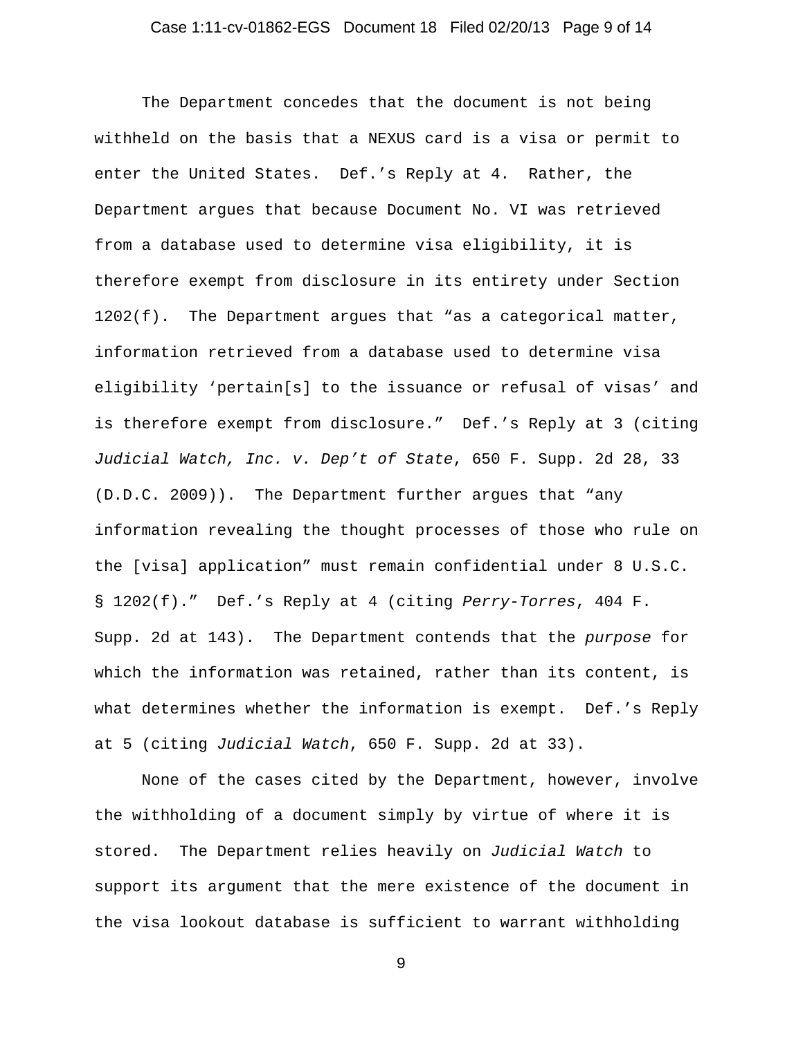The Department concedes that the document is not being withheld on the basis that a NEXUS card is a visa or permit to enter the United States. Def.'s Reply at 4. Rather, the Department argues that because Document No. VI was retrieved from a database used to determine visa eligibility, it is therefore exempt from disclosure in its entirety under Section 1202(f). The Department argues that "as a categorical matter, information retrieved from a database used to determine visa eligibility 'pertain[s] to the issuance or refusal of visas' and is therefore exempt from disclosure." Def.'s Reply at 3 (citing *Judicial Watch, Inc. v. Dep't of State*, 650 F. Supp. 2d 28, 33 (D.D.C. 2009)). The Department further argues that "any information revealing the thought processes of those who rule on the [visa] application" must remain confidential under 8 U.S.C. § 1202(f)." Def.'s Reply at 4 (citing *Perry-Torres*, 404 F. Supp. 2d at 143). The Department contends that the *purpose* for which the information was retained, rather than its content, is what determines whether the information is exempt. Def.'s Reply at 5 (citing *Judicial Watch*, 650 F. Supp. 2d at 33).

None of the cases cited by the Department, however, involve the withholding of a document simply by virtue of where it is stored. The Department relies heavily on *Judicial Watch* to support its argument that the mere existence of the document in the visa lookout database is sufficient to warrant withholding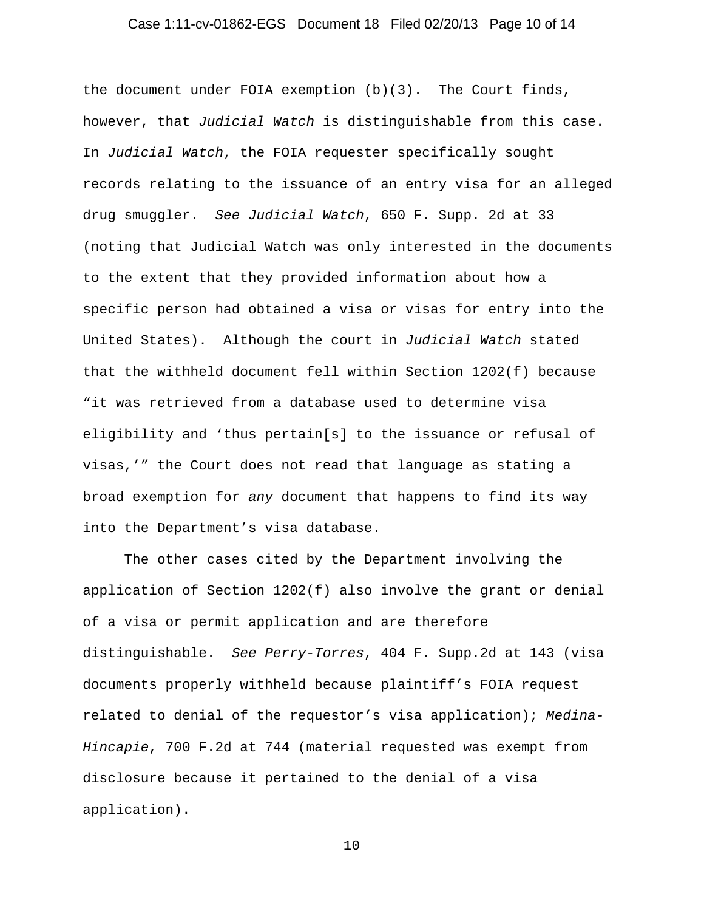the document under FOIA exemption (b)(3). The Court finds, however, that *Judicial Watch* is distinguishable from this case. In *Judicial Watch*, the FOIA requester specifically sought records relating to the issuance of an entry visa for an alleged drug smuggler. *See Judicial Watch*, 650 F. Supp. 2d at 33 (noting that Judicial Watch was only interested in the documents to the extent that they provided information about how a specific person had obtained a visa or visas for entry into the United States). Although the court in *Judicial Watch* stated that the withheld document fell within Section 1202(f) because "it was retrieved from a database used to determine visa eligibility and 'thus pertain[s] to the issuance or refusal of visas,'" the Court does not read that language as stating a broad exemption for *any* document that happens to find its way into the Department's visa database.

The other cases cited by the Department involving the application of Section 1202(f) also involve the grant or denial of a visa or permit application and are therefore distinguishable. *See Perry-Torres*, 404 F. Supp.2d at 143 (visa documents properly withheld because plaintiff's FOIA request related to denial of the requestor's visa application); *Medina-Hincapie*, 700 F.2d at 744 (material requested was exempt from disclosure because it pertained to the denial of a visa application).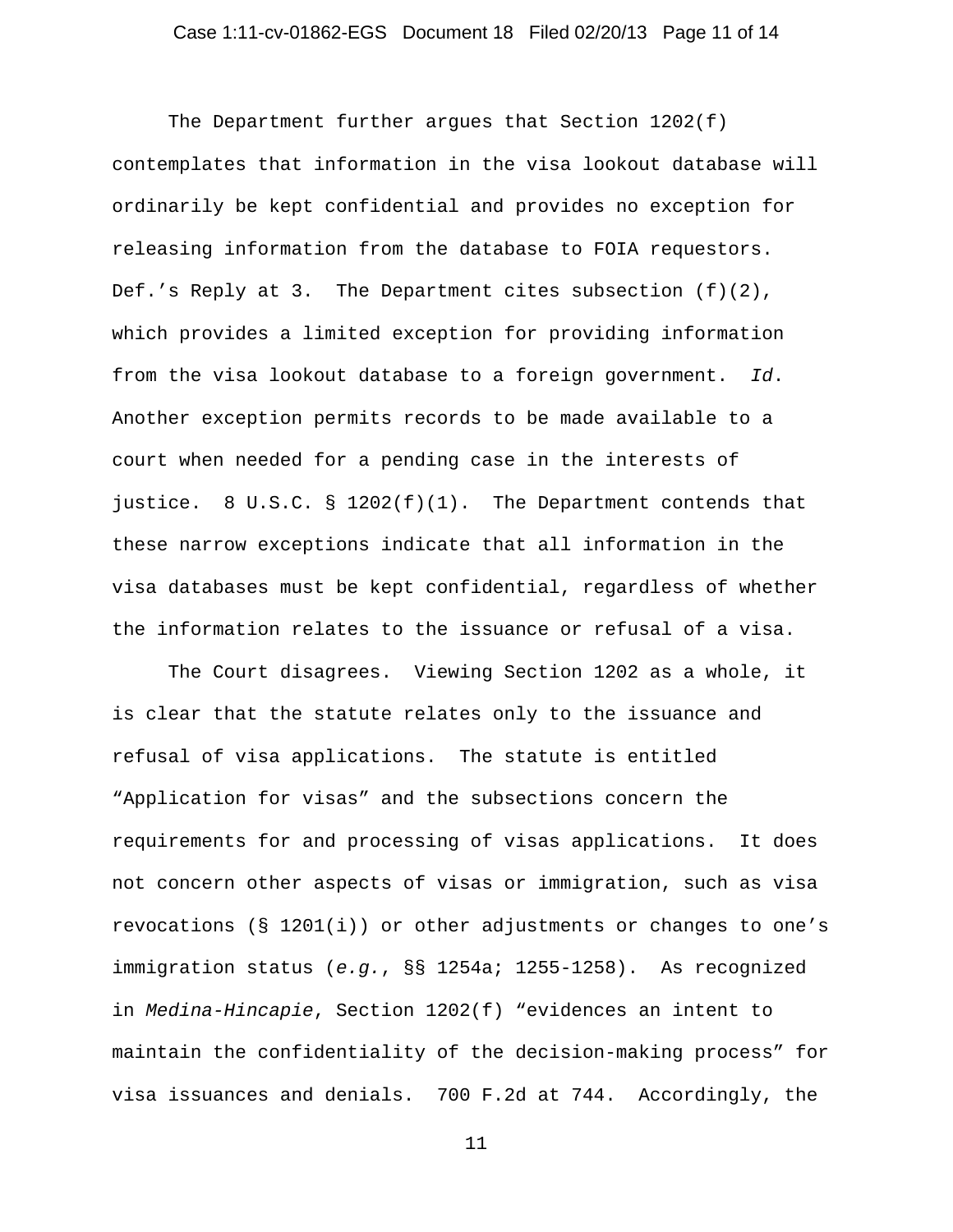The Department further argues that Section 1202(f) contemplates that information in the visa lookout database will ordinarily be kept confidential and provides no exception for releasing information from the database to FOIA requestors. Def.'s Reply at 3. The Department cites subsection (f)(2), which provides a limited exception for providing information from the visa lookout database to a foreign government. *Id*. Another exception permits records to be made available to a court when needed for a pending case in the interests of justice. 8 U.S.C. § 1202(f)(1). The Department contends that these narrow exceptions indicate that all information in the visa databases must be kept confidential, regardless of whether the information relates to the issuance or refusal of a visa.

The Court disagrees. Viewing Section 1202 as a whole, it is clear that the statute relates only to the issuance and refusal of visa applications. The statute is entitled "Application for visas" and the subsections concern the requirements for and processing of visas applications. It does not concern other aspects of visas or immigration, such as visa revocations (§ 1201(i)) or other adjustments or changes to one's immigration status (*e.g.*, §§ 1254a; 1255-1258). As recognized in *Medina-Hincapie*, Section 1202(f) "evidences an intent to maintain the confidentiality of the decision-making process" for visa issuances and denials. 700 F.2d at 744. Accordingly, the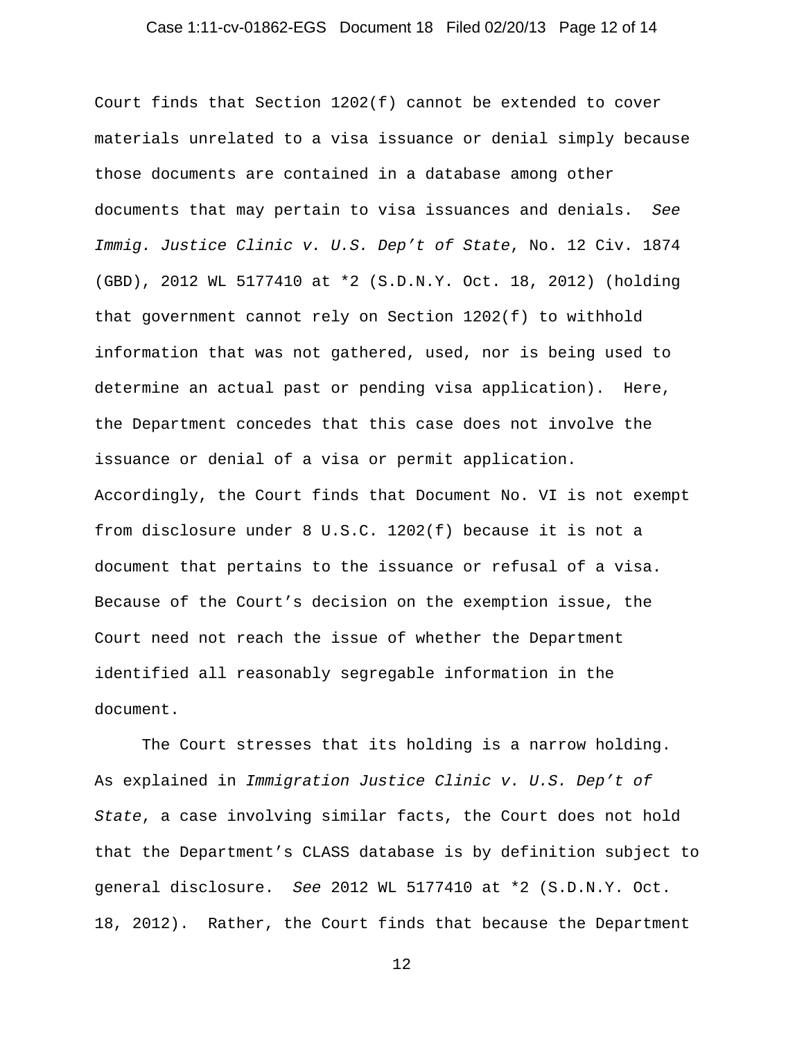Court finds that Section 1202(f) cannot be extended to cover materials unrelated to a visa issuance or denial simply because those documents are contained in a database among other documents that may pertain to visa issuances and denials. *See Immig. Justice Clinic v. U.S. Dep't of State*, No. 12 Civ. 1874 (GBD), 2012 WL 5177410 at *2 (S.D.N.Y. Oct. 18, 2012) (holding that government cannot rely on Section 1202(f) to withhold information that was not gathered, used, nor is being used to determine an actual past or pending visa application). Here, the Department concedes that this case does not involve the issuance or denial of a visa or permit application. Accordingly, the Court finds that Document No. VI is not exempt from disclosure under 8 U.S.C. 1202(f) because it is not a document that pertains to the issuance or refusal of a visa. Because of the Court's decision on the exemption issue, the Court need not reach the issue of whether the Department identified all reasonably segregable information in the document.

The Court stresses that its holding is a narrow holding. As explained in *Immigration Justice Clinic v. U.S. Dep't of State*, a case involving similar facts, the Court does not hold that the Department's CLASS database is by definition subject to general disclosure. *See* 2012 WL 5177410 at *2 (S.D.N.Y. Oct. 18, 2012). Rather, the Court finds that because the Department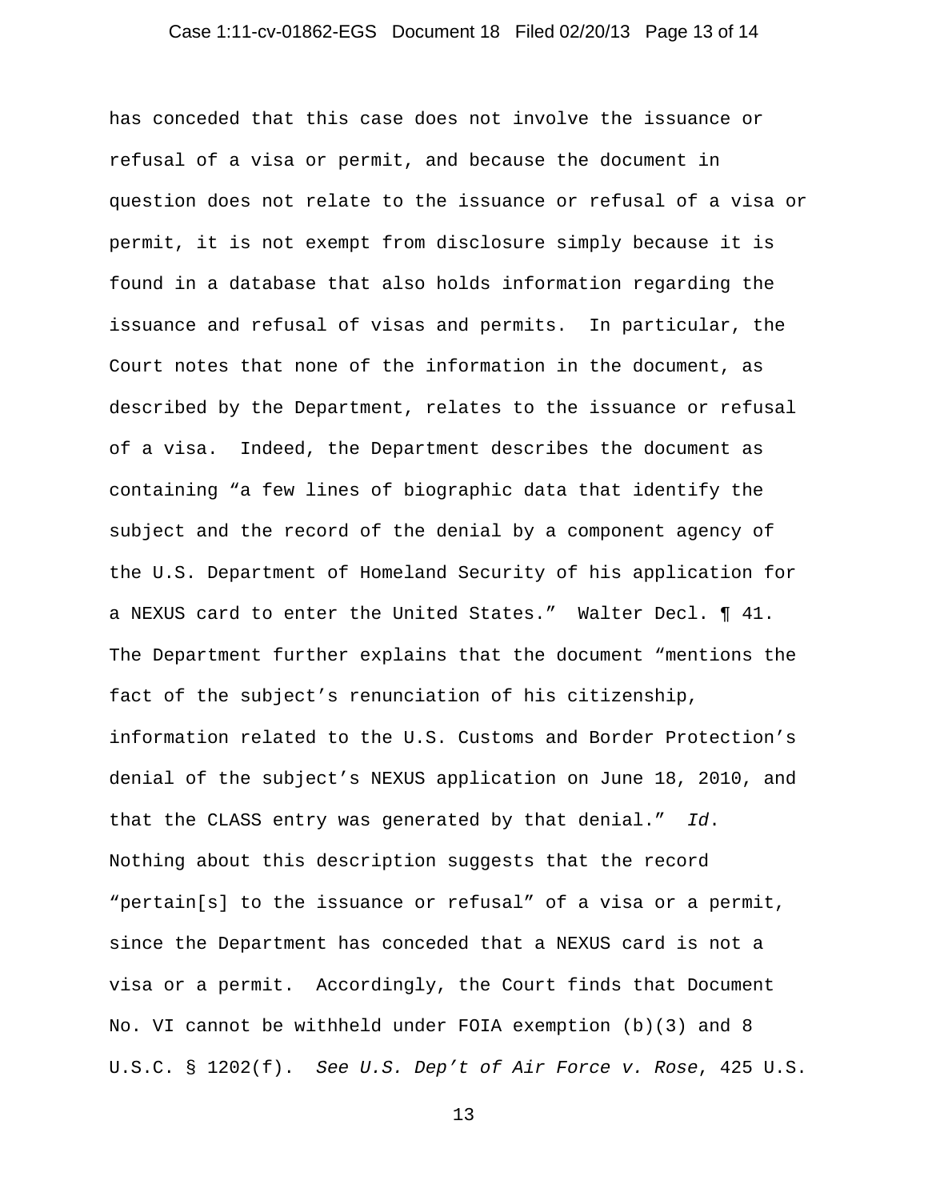has conceded that this case does not involve the issuance or refusal of a visa or permit, and because the document in question does not relate to the issuance or refusal of a visa or permit, it is not exempt from disclosure simply because it is found in a database that also holds information regarding the issuance and refusal of visas and permits. In particular, the Court notes that none of the information in the document, as described by the Department, relates to the issuance or refusal of a visa. Indeed, the Department describes the document as containing "a few lines of biographic data that identify the subject and the record of the denial by a component agency of the U.S. Department of Homeland Security of his application for a NEXUS card to enter the United States." Walter Decl. ¶ 41. The Department further explains that the document "mentions the fact of the subject's renunciation of his citizenship, information related to the U.S. Customs and Border Protection's denial of the subject's NEXUS application on June 18, 2010, and that the CLASS entry was generated by that denial." *Id*. Nothing about this description suggests that the record "pertain[s] to the issuance or refusal" of a visa or a permit, since the Department has conceded that a NEXUS card is not a visa or a permit. Accordingly, the Court finds that Document No. VI cannot be withheld under FOIA exemption (b)(3) and 8 U.S.C. § 1202(f). *See U.S. Dep't of Air Force v. Rose*, 425 U.S.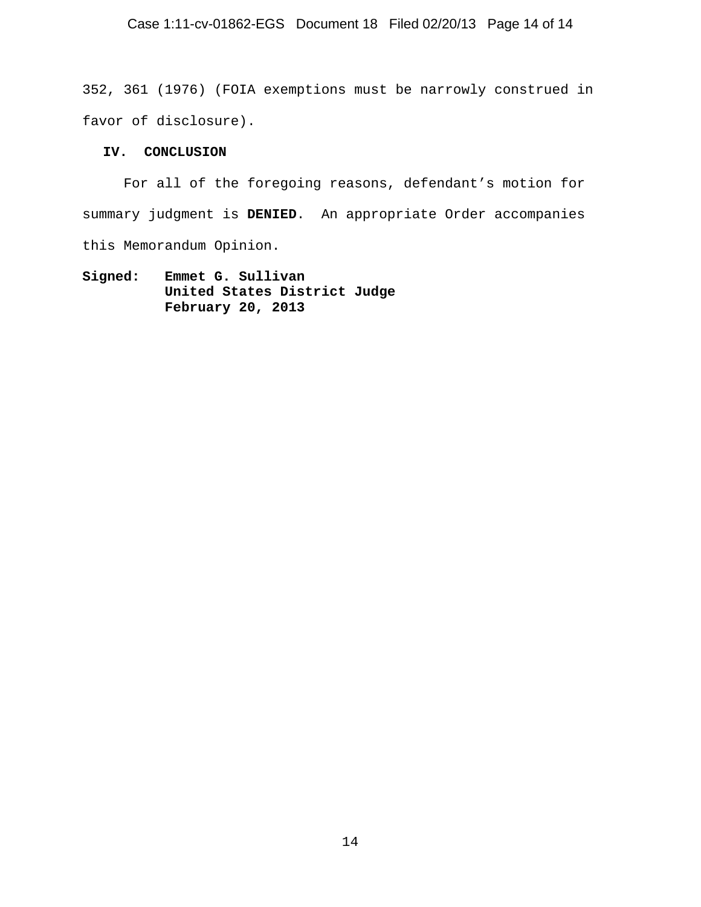352, 361 (1976) (FOIA exemptions must be narrowly construed in favor of disclosure).

## IV. CONCLUSION

For all of the foregoing reasons, defendant's motion for summary judgment is **DENIED**. An appropriate Order accompanies this Memorandum Opinion.

**Signed: Emmet G. Sullivan**
**United States District Judge**
**February 20, 2013**